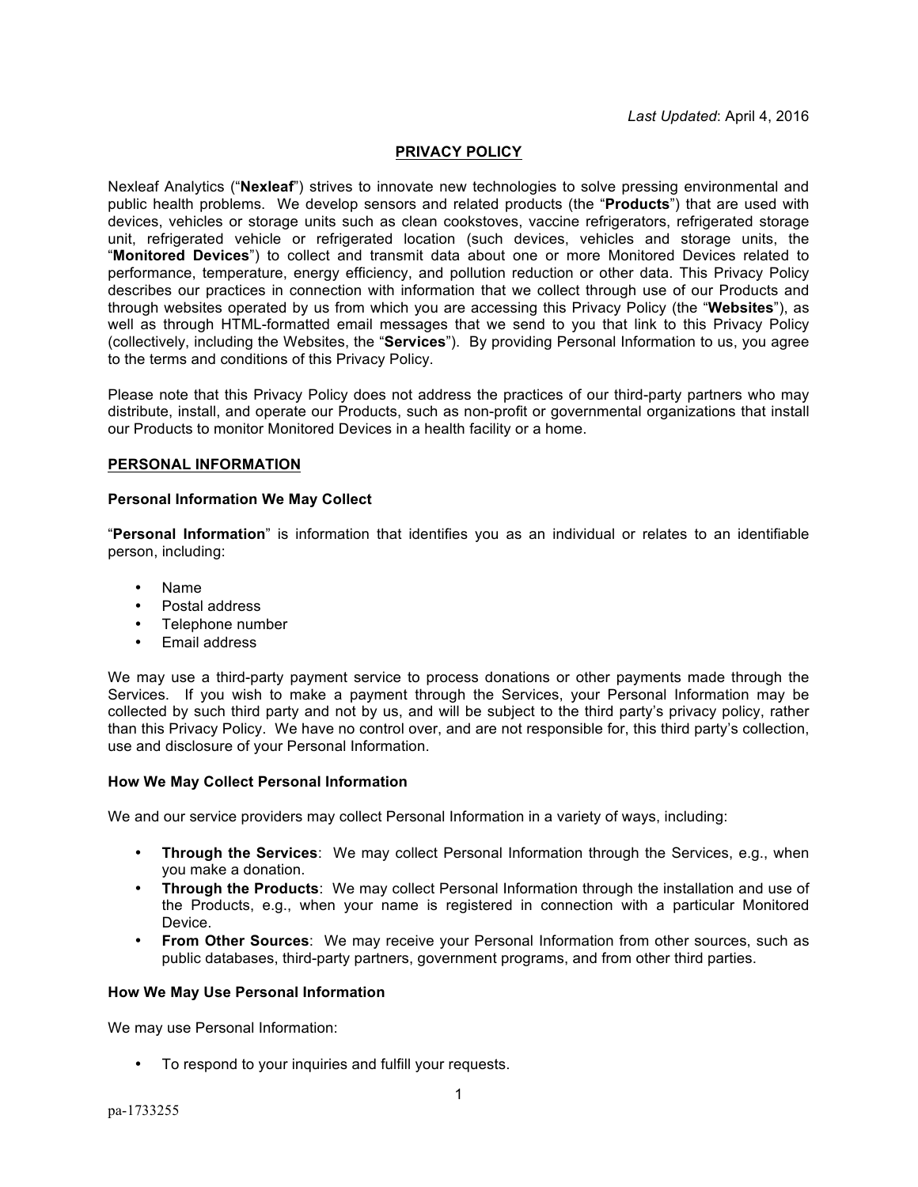*Last Updated*: April 4, 2016

# PRIVACY POLICY

Nexleaf Analytics ("**Nexleaf**") strives to innovate new technologies to solve pressing environmental and public health problems. We develop sensors and related products (the "**Products**") that are used with devices, vehicles or storage units such as clean cookstoves, vaccine refrigerators, refrigerated storage unit, refrigerated vehicle or refrigerated location (such devices, vehicles and storage units, the "**Monitored Devices**") to collect and transmit data about one or more Monitored Devices related to performance, temperature, energy efficiency, and pollution reduction or other data. This Privacy Policy describes our practices in connection with information that we collect through use of our Products and through websites operated by us from which you are accessing this Privacy Policy (the "**Websites**"), as well as through HTML-formatted email messages that we send to you that link to this Privacy Policy (collectively, including the Websites, the "**Services**"). By providing Personal Information to us, you agree to the terms and conditions of this Privacy Policy.

Please note that this Privacy Policy does not address the practices of our third-party partners who may distribute, install, and operate our Products, such as non-profit or governmental organizations that install our Products to monitor Monitored Devices in a health facility or a home.

## PERSONAL INFORMATION

### Personal Information We May Collect

"**Personal Information**" is information that identifies you as an individual or relates to an identifiable person, including:

- Name
- Postal address
- Telephone number
- Email address

We may use a third-party payment service to process donations or other payments made through the Services. If you wish to make a payment through the Services, your Personal Information may be collected by such third party and not by us, and will be subject to the third party's privacy policy, rather than this Privacy Policy. We have no control over, and are not responsible for, this third party's collection, use and disclosure of your Personal Information.

### How We May Collect Personal Information

We and our service providers may collect Personal Information in a variety of ways, including:

- **Through the Services**: We may collect Personal Information through the Services, e.g., when you make a donation.
- **Through the Products**: We may collect Personal Information through the installation and use of the Products, e.g., when your name is registered in connection with a particular Monitored Device.
- **From Other Sources**: We may receive your Personal Information from other sources, such as public databases, third-party partners, government programs, and from other third parties.

### How We May Use Personal Information

We may use Personal Information:

- To respond to your inquiries and fulfill your requests.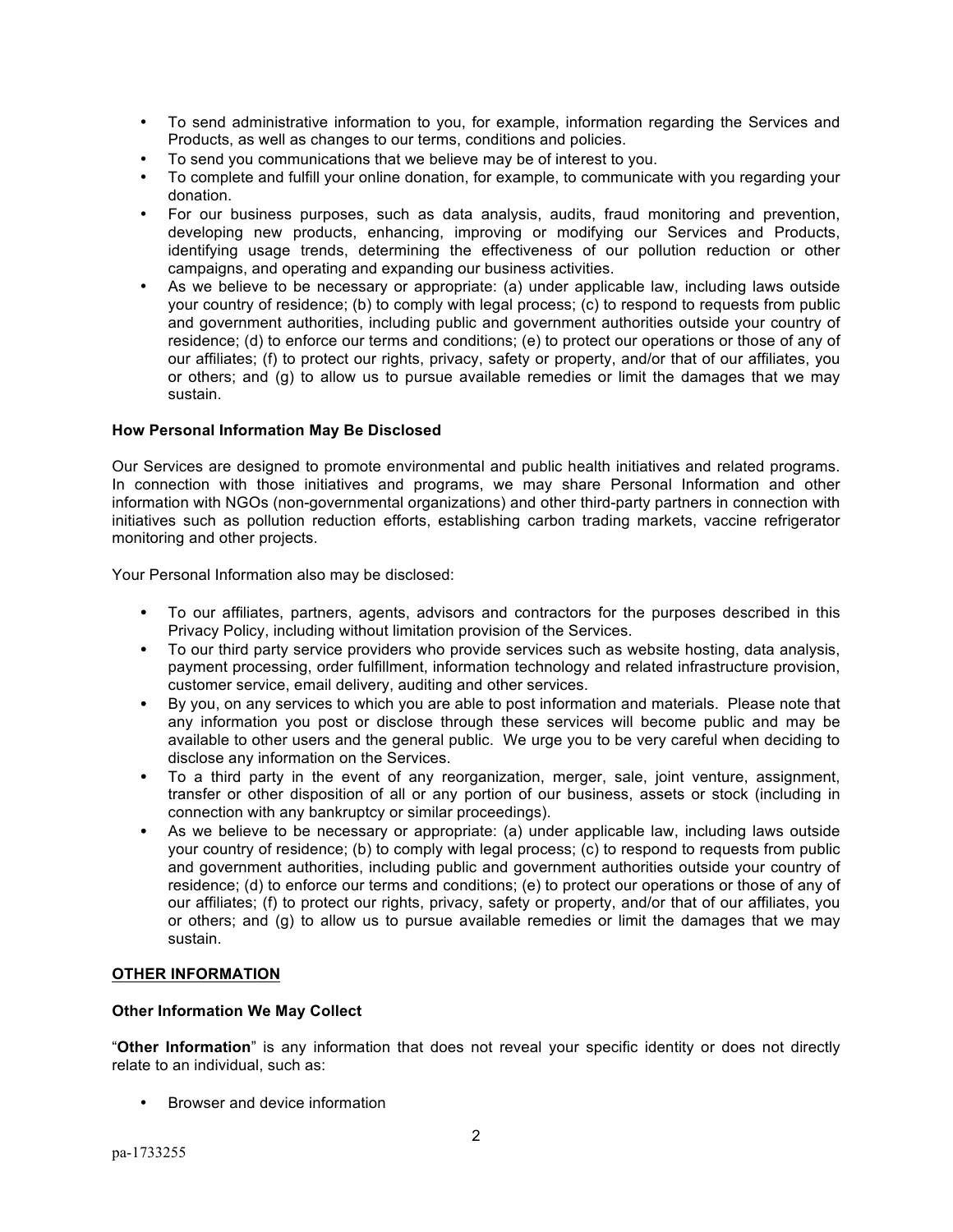- To send administrative information to you, for example, information regarding the Services and Products, as well as changes to our terms, conditions and policies.
- To send you communications that we believe may be of interest to you.
- To complete and fulfill your online donation, for example, to communicate with you regarding your donation.
- For our business purposes, such as data analysis, audits, fraud monitoring and prevention, developing new products, enhancing, improving or modifying our Services and Products, identifying usage trends, determining the effectiveness of our pollution reduction or other campaigns, and operating and expanding our business activities.
- As we believe to be necessary or appropriate: (a) under applicable law, including laws outside your country of residence; (b) to comply with legal process; (c) to respond to requests from public and government authorities, including public and government authorities outside your country of residence; (d) to enforce our terms and conditions; (e) to protect our operations or those of any of our affiliates; (f) to protect our rights, privacy, safety or property, and/or that of our affiliates, you or others; and (g) to allow us to pursue available remedies or limit the damages that we may sustain.

**How Personal Information May Be Disclosed**

Our Services are designed to promote environmental and public health initiatives and related programs. In connection with those initiatives and programs, we may share Personal Information and other information with NGOs (non-governmental organizations) and other third-party partners in connection with initiatives such as pollution reduction efforts, establishing carbon trading markets, vaccine refrigerator monitoring and other projects.

Your Personal Information also may be disclosed:

- To our affiliates, partners, agents, advisors and contractors for the purposes described in this Privacy Policy, including without limitation provision of the Services.
- To our third party service providers who provide services such as website hosting, data analysis, payment processing, order fulfillment, information technology and related infrastructure provision, customer service, email delivery, auditing and other services.
- By you, on any services to which you are able to post information and materials. Please note that any information you post or disclose through these services will become public and may be available to other users and the general public. We urge you to be very careful when deciding to disclose any information on the Services.
- To a third party in the event of any reorganization, merger, sale, joint venture, assignment, transfer or other disposition of all or any portion of our business, assets or stock (including in connection with any bankruptcy or similar proceedings).
- As we believe to be necessary or appropriate: (a) under applicable law, including laws outside your country of residence; (b) to comply with legal process; (c) to respond to requests from public and government authorities, including public and government authorities outside your country of residence; (d) to enforce our terms and conditions; (e) to protect our operations or those of any of our affiliates; (f) to protect our rights, privacy, safety or property, and/or that of our affiliates, you or others; and (g) to allow us to pursue available remedies or limit the damages that we may sustain.

## OTHER INFORMATION

**Other Information We May Collect**

"**Other Information**" is any information that does not reveal your specific identity or does not directly relate to an individual, such as:

- Browser and device information

pa-1733255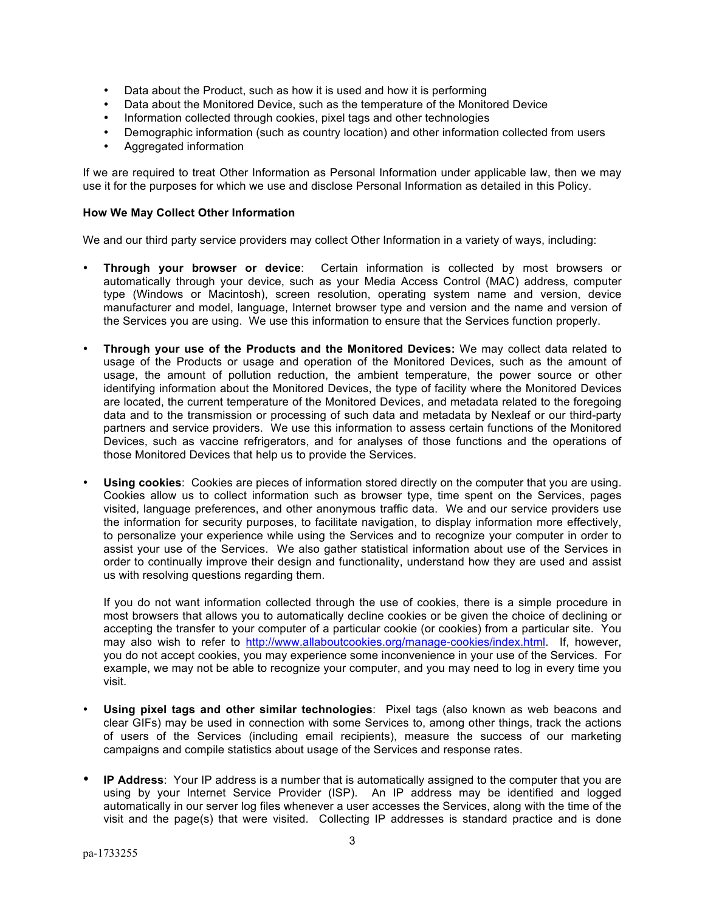- Data about the Product, such as how it is used and how it is performing
- Data about the Monitored Device, such as the temperature of the Monitored Device
- Information collected through cookies, pixel tags and other technologies
- Demographic information (such as country location) and other information collected from users
- Aggregated information

If we are required to treat Other Information as Personal Information under applicable law, then we may use it for the purposes for which we use and disclose Personal Information as detailed in this Policy.

**How We May Collect Other Information**

We and our third party service providers may collect Other Information in a variety of ways, including:

- **Through your browser or device**: Certain information is collected by most browsers or automatically through your device, such as your Media Access Control (MAC) address, computer type (Windows or Macintosh), screen resolution, operating system name and version, device manufacturer and model, language, Internet browser type and version and the name and version of the Services you are using. We use this information to ensure that the Services function properly.

- **Through your use of the Products and the Monitored Devices:** We may collect data related to usage of the Products or usage and operation of the Monitored Devices, such as the amount of usage, the amount of pollution reduction, the ambient temperature, the power source or other identifying information about the Monitored Devices, the type of facility where the Monitored Devices are located, the current temperature of the Monitored Devices, and metadata related to the foregoing data and to the transmission or processing of such data and metadata by Nexleaf or our third-party partners and service providers. We use this information to assess certain functions of the Monitored Devices, such as vaccine refrigerators, and for analyses of those functions and the operations of those Monitored Devices that help us to provide the Services.

- **Using cookies**: Cookies are pieces of information stored directly on the computer that you are using. Cookies allow us to collect information such as browser type, time spent on the Services, pages visited, language preferences, and other anonymous traffic data. We and our service providers use the information for security purposes, to facilitate navigation, to display information more effectively, to personalize your experience while using the Services and to recognize your computer in order to assist your use of the Services. We also gather statistical information about use of the Services in order to continually improve their design and functionality, understand how they are used and assist us with resolving questions regarding them.

  If you do not want information collected through the use of cookies, there is a simple procedure in most browsers that allows you to automatically decline cookies or be given the choice of declining or accepting the transfer to your computer of a particular cookie (or cookies) from a particular site. You may also wish to refer to http://www.allaboutcookies.org/manage-cookies/index.html. If, however, you do not accept cookies, you may experience some inconvenience in your use of the Services. For example, we may not be able to recognize your computer, and you may need to log in every time you visit.

- **Using pixel tags and other similar technologies**: Pixel tags (also known as web beacons and clear GIFs) may be used in connection with some Services to, among other things, track the actions of users of the Services (including email recipients), measure the success of our marketing campaigns and compile statistics about usage of the Services and response rates.

- **IP Address**: Your IP address is a number that is automatically assigned to the computer that you are using by your Internet Service Provider (ISP). An IP address may be identified and logged automatically in our server log files whenever a user accesses the Services, along with the time of the visit and the page(s) that were visited. Collecting IP addresses is standard practice and is done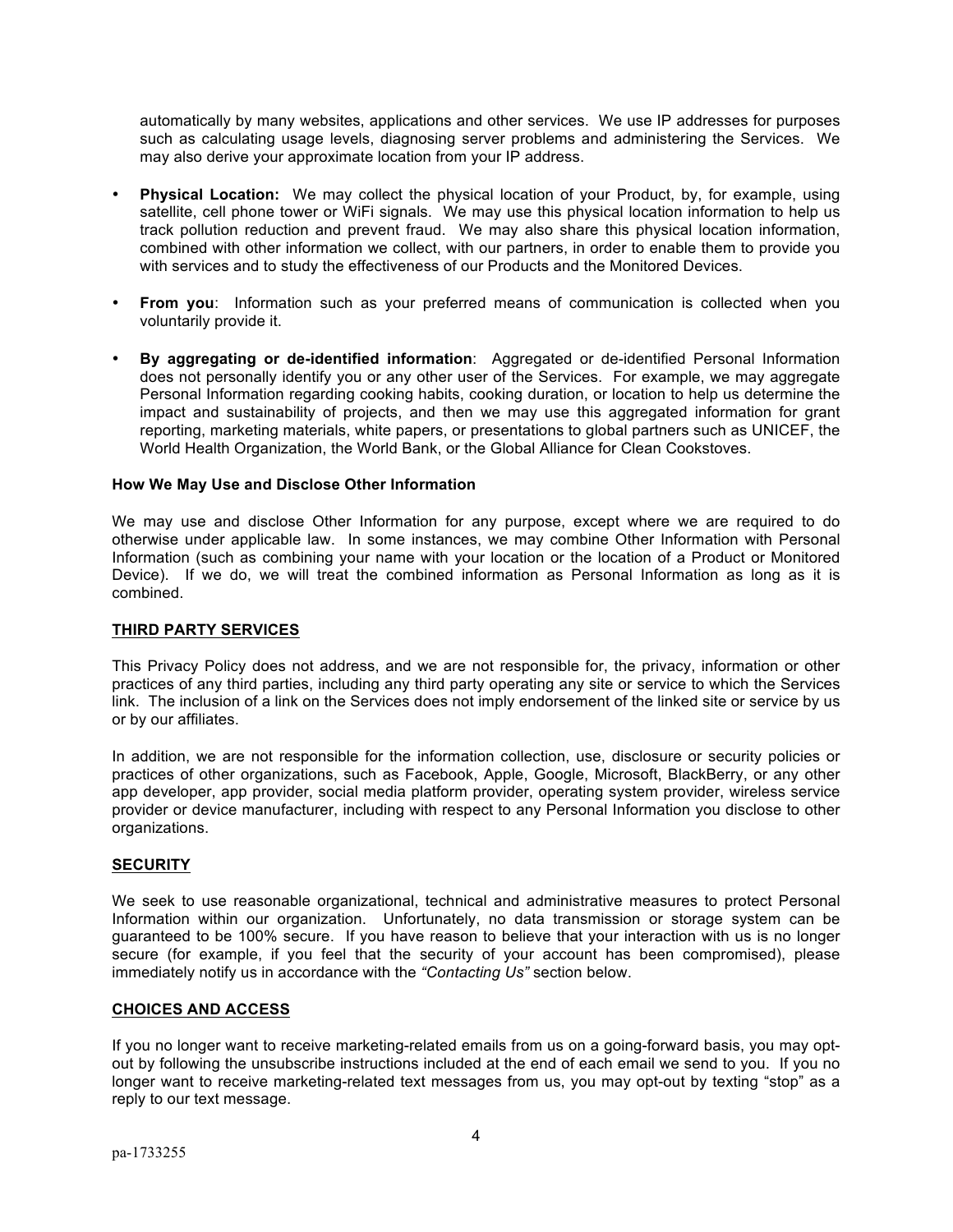automatically by many websites, applications and other services. We use IP addresses for purposes such as calculating usage levels, diagnosing server problems and administering the Services. We may also derive your approximate location from your IP address.

- **Physical Location:** We may collect the physical location of your Product, by, for example, using satellite, cell phone tower or WiFi signals. We may use this physical location information to help us track pollution reduction and prevent fraud. We may also share this physical location information, combined with other information we collect, with our partners, in order to enable them to provide you with services and to study the effectiveness of our Products and the Monitored Devices.

- **From you**: Information such as your preferred means of communication is collected when you voluntarily provide it.

- **By aggregating or de-identified information**: Aggregated or de-identified Personal Information does not personally identify you or any other user of the Services. For example, we may aggregate Personal Information regarding cooking habits, cooking duration, or location to help us determine the impact and sustainability of projects, and then we may use this aggregated information for grant reporting, marketing materials, white papers, or presentations to global partners such as UNICEF, the World Health Organization, the World Bank, or the Global Alliance for Clean Cookstoves.

**How We May Use and Disclose Other Information**

We may use and disclose Other Information for any purpose, except where we are required to do otherwise under applicable law. In some instances, we may combine Other Information with Personal Information (such as combining your name with your location or the location of a Product or Monitored Device). If we do, we will treat the combined information as Personal Information as long as it is combined.

## THIRD PARTY SERVICES

This Privacy Policy does not address, and we are not responsible for, the privacy, information or other practices of any third parties, including any third party operating any site or service to which the Services link. The inclusion of a link on the Services does not imply endorsement of the linked site or service by us or by our affiliates.

In addition, we are not responsible for the information collection, use, disclosure or security policies or practices of other organizations, such as Facebook, Apple, Google, Microsoft, BlackBerry, or any other app developer, app provider, social media platform provider, operating system provider, wireless service provider or device manufacturer, including with respect to any Personal Information you disclose to other organizations.

## SECURITY

We seek to use reasonable organizational, technical and administrative measures to protect Personal Information within our organization. Unfortunately, no data transmission or storage system can be guaranteed to be 100% secure. If you have reason to believe that your interaction with us is no longer secure (for example, if you feel that the security of your account has been compromised), please immediately notify us in accordance with the *"Contacting Us"* section below.

## CHOICES AND ACCESS

If you no longer want to receive marketing-related emails from us on a going-forward basis, you may opt-out by following the unsubscribe instructions included at the end of each email we send to you. If you no longer want to receive marketing-related text messages from us, you may opt-out by texting "stop" as a reply to our text message.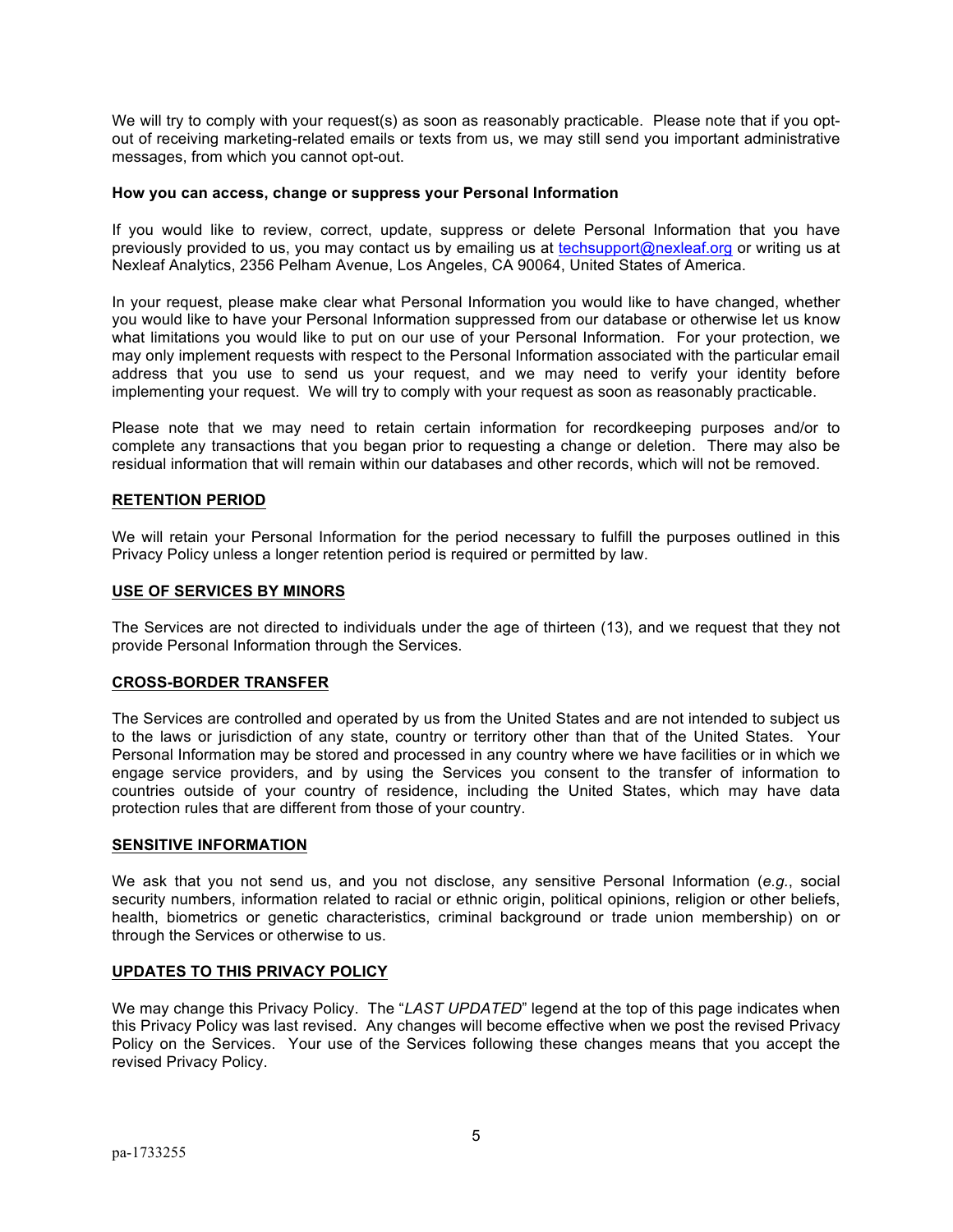We will try to comply with your request(s) as soon as reasonably practicable. Please note that if you opt-out of receiving marketing-related emails or texts from us, we may still send you important administrative messages, from which you cannot opt-out.

**How you can access, change or suppress your Personal Information**

If you would like to review, correct, update, suppress or delete Personal Information that you have previously provided to us, you may contact us by emailing us at techsupport@nexleaf.org or writing us at Nexleaf Analytics, 2356 Pelham Avenue, Los Angeles, CA 90064, United States of America.

In your request, please make clear what Personal Information you would like to have changed, whether you would like to have your Personal Information suppressed from our database or otherwise let us know what limitations you would like to put on our use of your Personal Information. For your protection, we may only implement requests with respect to the Personal Information associated with the particular email address that you use to send us your request, and we may need to verify your identity before implementing your request. We will try to comply with your request as soon as reasonably practicable.

Please note that we may need to retain certain information for recordkeeping purposes and/or to complete any transactions that you began prior to requesting a change or deletion. There may also be residual information that will remain within our databases and other records, which will not be removed.

## RETENTION PERIOD

We will retain your Personal Information for the period necessary to fulfill the purposes outlined in this Privacy Policy unless a longer retention period is required or permitted by law.

## USE OF SERVICES BY MINORS

The Services are not directed to individuals under the age of thirteen (13), and we request that they not provide Personal Information through the Services.

## CROSS-BORDER TRANSFER

The Services are controlled and operated by us from the United States and are not intended to subject us to the laws or jurisdiction of any state, country or territory other than that of the United States. Your Personal Information may be stored and processed in any country where we have facilities or in which we engage service providers, and by using the Services you consent to the transfer of information to countries outside of your country of residence, including the United States, which may have data protection rules that are different from those of your country.

## SENSITIVE INFORMATION

We ask that you not send us, and you not disclose, any sensitive Personal Information (*e.g.*, social security numbers, information related to racial or ethnic origin, political opinions, religion or other beliefs, health, biometrics or genetic characteristics, criminal background or trade union membership) on or through the Services or otherwise to us.

## UPDATES TO THIS PRIVACY POLICY

We may change this Privacy Policy. The "*LAST UPDATED*" legend at the top of this page indicates when this Privacy Policy was last revised. Any changes will become effective when we post the revised Privacy Policy on the Services. Your use of the Services following these changes means that you accept the revised Privacy Policy.

pa-1733255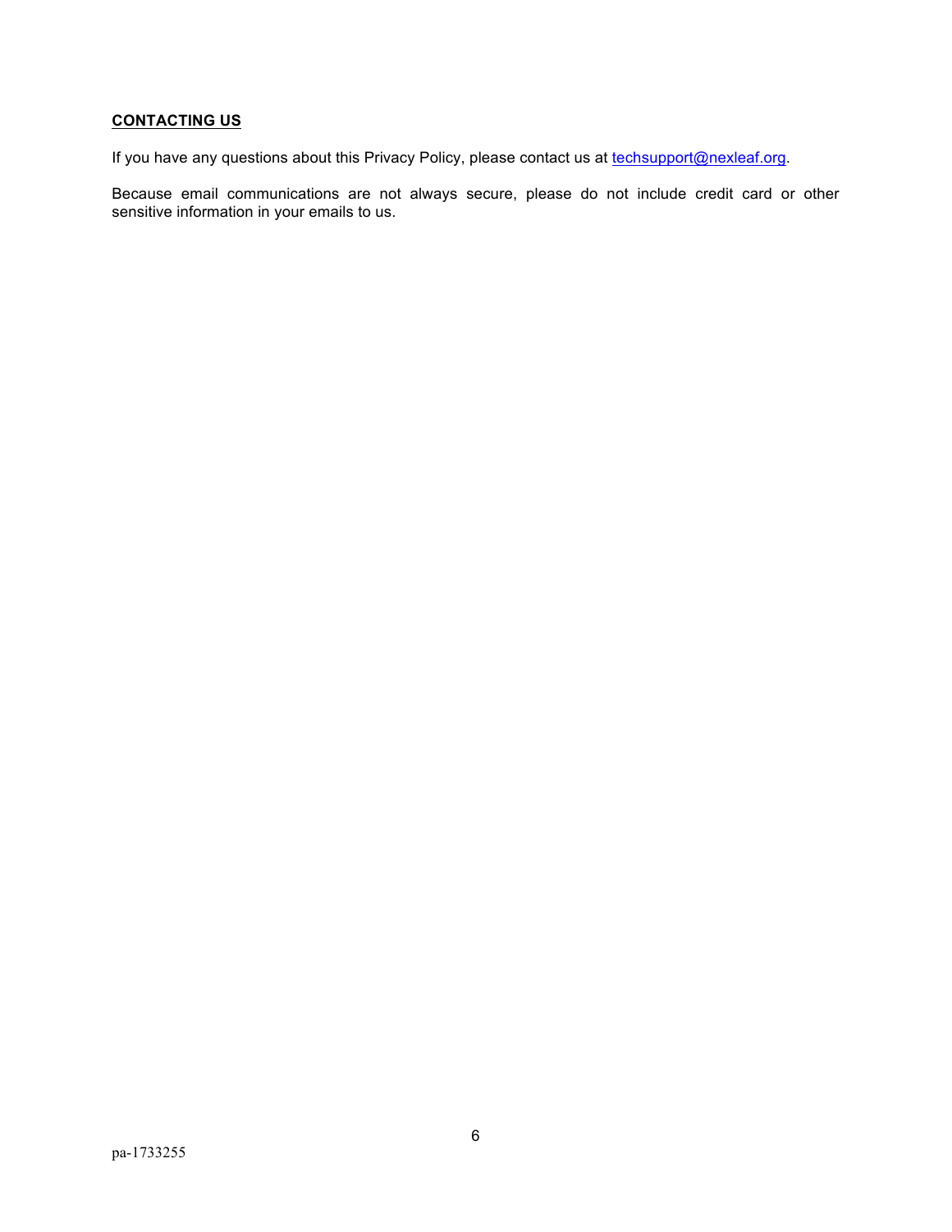**CONTACTING US**

If you have any questions about this Privacy Policy, please contact us at [techsupport@nexleaf.org](mailto:techsupport@nexleaf.org).

Because email communications are not always secure, please do not include credit card or other sensitive information in your emails to us.